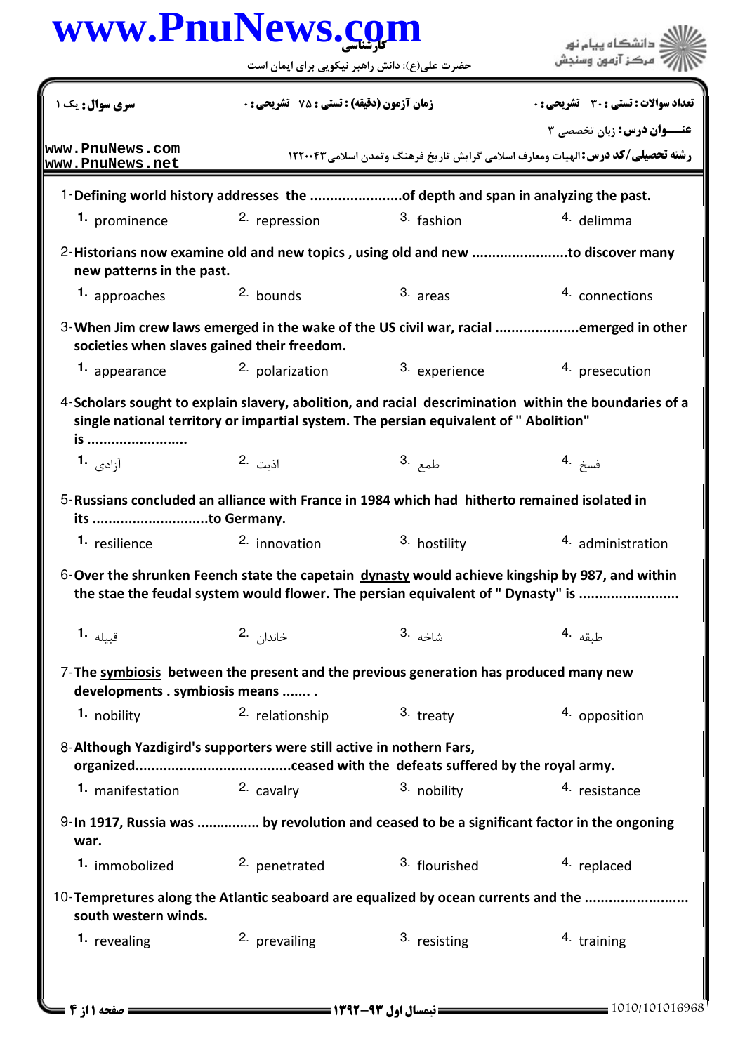حضرت علی(ع): دانش راهبر نیکویی برای ایمان است

**سری سوال:** یک ۱ | **زمان آزمون (دقیقه) : تستی :** ۷۵ **تشریحی :** ۰ | **تعداد سوالات : تستی :** ۳۰ **تشریحی :** ۰

**عنـــوان درس:** زبان تخصصی ۳

**رشته تحصیلی/کد درس:** الهیات ومعارف اسلامی گرایش تاریخ فرهنگ وتمدن اسلامی ۱۲۲۰۰۴۳

1-**Defining world history addresses the .......................of depth and span in analyzing the past.**

1. prominence 2. repression 3. fashion 4. delimma

2-**Historians now examine old and new topics , using old and new ........................to discover many new patterns in the past.**

1. approaches 2. bounds 3. areas 4. connections

3-**When Jim crew laws emerged in the wake of the US civil war, racial .....................emerged in other societies when slaves gained their freedom.**

1. appearance 2. polarization 3. experience 4. presecution

4-**Scholars sought to explain slavery, abolition, and racial descrimination within the boundaries of a single national territory or impartial system. The persian equivalent of " Abolition" is .........................**

1. آزادی 2. اذیت 3. طمع 4. فسخ

5-**Russians concluded an alliance with France in 1984 which had hitherto remained isolated in its .............................to Germany.**

1. resilience 2. innovation 3. hostility 4. administration

6-**Over the shrunken Feench state the capetain dynasty would achieve kingship by 987, and within the stae the feudal system would flower. The persian equivalent of " Dynasty" is .........................**

1. قبیله 2. خاندان 3. شاخه 4. طبقه

7-**The symbiosis between the present and the previous generation has produced many new developments . symbiosis means ....... .**

1. nobility 2. relationship 3. treaty 4. opposition

8-**Although Yazdigird's supporters were still active in nothern Fars, organized.......................................ceased with the defeats suffered by the royal army.**

1. manifestation 2. cavalry 3. nobility 4. resistance

9-**In 1917, Russia was ................ by revolution and ceased to be a significant factor in the ongoning war.**

1. immobolized 2. penetrated 3. flourished 4. replaced

10-**Tempretures along the Atlantic seaboard are equalized by ocean currents and the ......................... south western winds.**

1. revealing 2. prevailing 3. resisting 4. training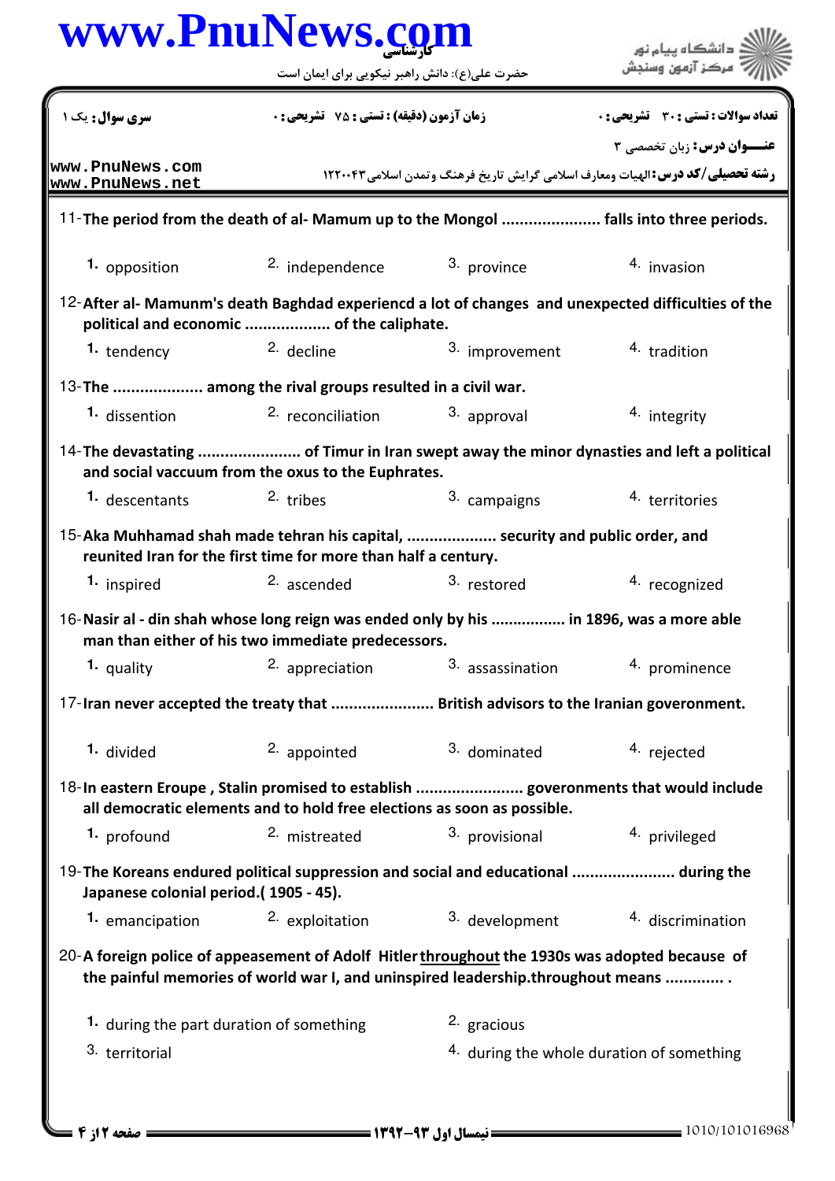| سری سوال: یک ۱ | زمان آزمون (دقیقه) : تستی : ۷۵ تشریحی : ۰ | تعداد سوالات : تستی : ۳۰ تشریحی : ۰ |
|---|---|---|

**عنـــوان درس:** زبان تخصصی ۳

**رشته تحصیلی/کد درس:** الهیات ومعارف اسلامی گرایش تاریخ فرهنگ وتمدن اسلامی ۱۲۲۰۰۴۳

11- **The period from the death of al- Mamum up to the Mongol ...................... falls into three periods.**

1. opposition
2. independence
3. province
4. invasion

12- **After al- Mamunm's death Baghdad experiencd a lot of changes and unexpected difficulties of the political and economic .................. of the caliphate.**

1. tendency
2. decline
3. improvement
4. tradition

13- **The ................... among the rival groups resulted in a civil war.**

1. dissention
2. reconciliation
3. approval
4. integrity

14- **The devastating ...................... of Timur in Iran swept away the minor dynasties and left a political and social vaccuum from the oxus to the Euphrates.**

1. descentants
2. tribes
3. campaigns
4. territories

15- **Aka Muhhamad shah made tehran his capital, ................... security and public order, and reunited Iran for the first time for more than half a century.**

1. inspired
2. ascended
3. restored
4. recognized

16- **Nasir al - din shah whose long reign was ended only by ................ in 1896, was a more able man than either of his two immediate predecessors.**

1. quality
2. appreciation
3. assassination
4. prominence

17- **Iran never accepted the treaty that ...................... British advisors to the Iranian goveronment.**

1. divided
2. appointed
3. dominated
4. rejected

18- **In eastern Eroupe , Stalin promised to establish ....................... goveronments that would include all democratic elements and to hold free elections as soon as possible.**

1. profound
2. mistreated
3. provisional
4. privileged

19- **The Koreans endured political suppression and social and educational ...................... during the Japanese colonial period.( 1905 - 45).**

1. emancipation
2. exploitation
3. development
4. discrimination

20- **A foreign police of appeasement of Adolf Hitler <u>throughout</u> the 1930s was adopted because of the painful memories of world war I, and uninspired leadership.throughout means ............ .**

1. during the part duration of something
2. gracious
3. territorial
4. during the whole duration of something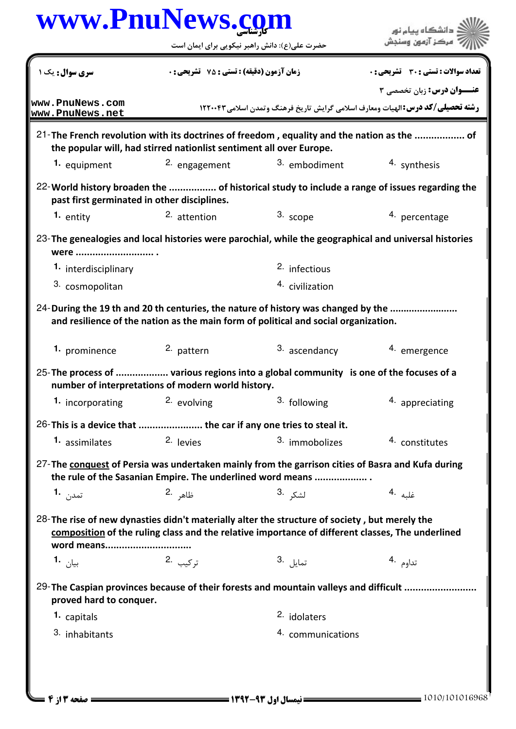21- The French revolution with its doctrines of freedom , equality and the nation as the ................. of the popular will, had stirred nationlist sentiment all over Europe.

1. equipment 2. engagement 3. embodiment 4. synthesis

22- World history broaden the ................ of historical study to include a range of issues regarding the past first germinated in other disciplines.

1. entity 2. attention 3. scope 4. percentage

23- The genealogies and local histories were parochial, while the geographical and universal histories were ............................ .

1. interdisciplinary 2. infectious
3. cosmopolitan 4. civilization

24- During the 19 th and 20 th centuries, the nature of history was changed by the ........................ and resilience of the nation as the main form of political and social organization.

1. prominence 2. pattern 3. ascendancy 4. emergence

25- The process of .................. various regions into a global community is one of the focuses of a number of interpretations of modern world history.

1. incorporating 2. evolving 3. following 4. appreciating

26- This is a device that ...................... the car if any one tries to steal it.

1. assimilates 2. levies 3. immobolizes 4. constitutes

27- The conquest of Persia was undertaken mainly from the garrison cities of Basra and Kufa during the rule of the Sasanian Empire. The underlined word means .................. .

1. تمدن 2. ظاهر 3. لشکر 4. غلبه

28- The rise of new dynasties didn't materially alter the structure of society , but merely the composition of the ruling class and the relative importance of different classes, The underlined word means..............................

1. بیان 2. ترکیب 3. تمایل 4. تداوم

29- The Caspian provinces because of their forests and mountain valleys and difficult ......................... proved hard to conquer.

1. capitals 2. idolaters
3. inhabitants 4. communications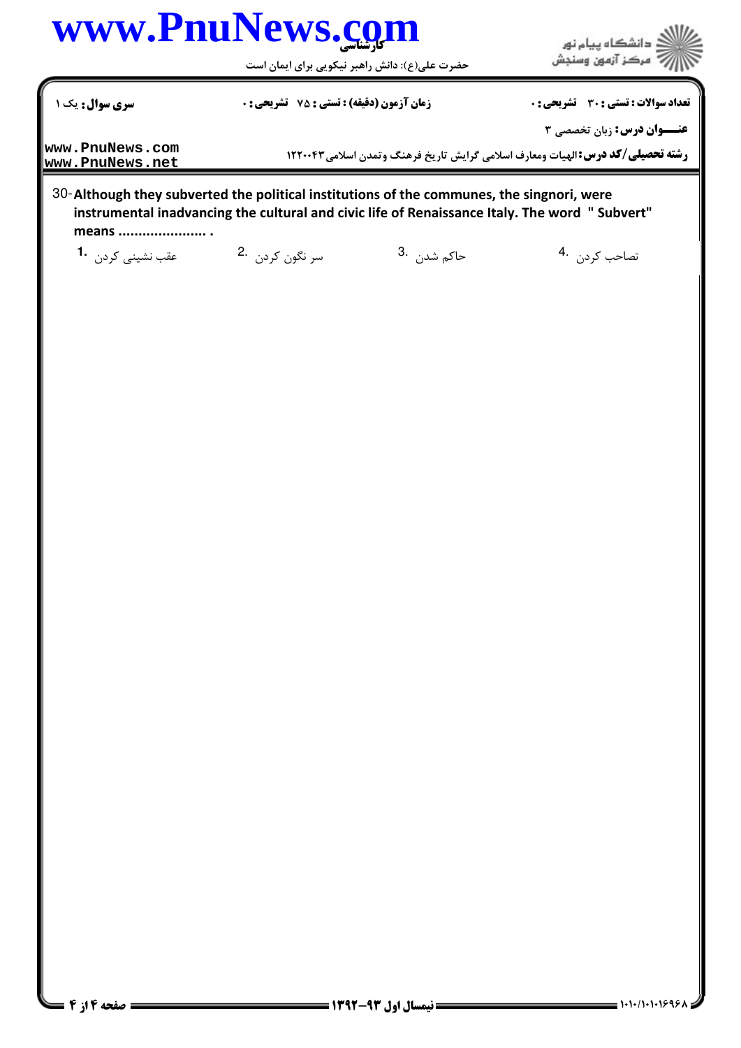30- Although they subverted the political institutions of the communes, the singnori, were instrumental inadvancing the cultural and civic life of Renaissance Italy. The word " Subvert" means ...................... .

1. عقب نشینی کردن
2. سر نگون کردن
3. حاکم شدن
4. تصاحب کردن